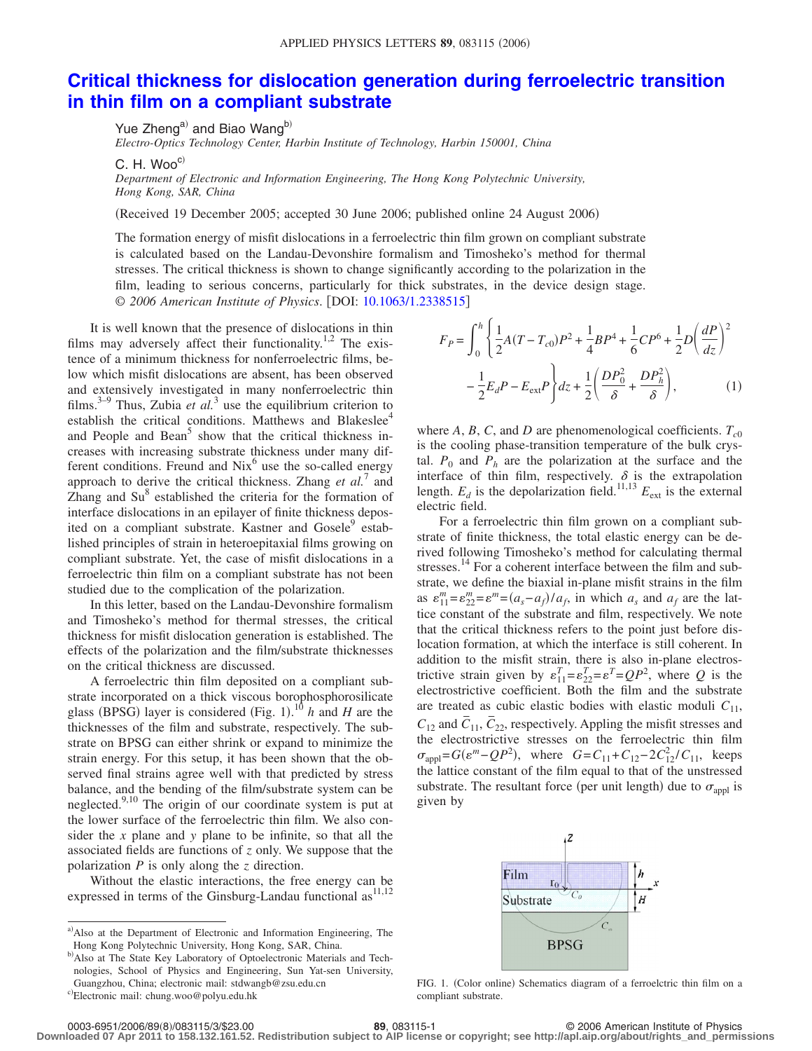# Critical thickness for dislocation generation during ferroelectric transition in thin film on a compliant substrate

Yue Zheng[a] and Biao Wang[b]
*Electro-Optics Technology Center, Harbin Institute of Technology, Harbin 150001, China*

C. H. Woo[c]
*Department of Electronic and Information Engineering, The Hong Kong Polytechnic University, Hong Kong, SAR, China*

(Received 19 December 2005; accepted 30 June 2006; published online 24 August 2006)

The formation energy of misfit dislocations in a ferroelectric thin film grown on compliant substrate is calculated based on the Landau-Devonshire formalism and Timosheko's method for thermal stresses. The critical thickness is shown to change significantly according to the polarization in the film, leading to serious concerns, particularly for thick substrates, in the device design stage. © 2006 American Institute of Physics. [DOI: 10.1063/1.2338515]

It is well known that the presence of dislocations in thin films may adversely affect their functionality.[1,2] The existence of a minimum thickness for nonferroelectric films, below which misfit dislocations are absent, has been observed and extensively investigated in many nonferroelectric thin films.[3–9] Thus, Zubia *et al.*[3] use the equilibrium criterion to establish the critical conditions. Matthews and Blakeslee[4] and People and Bean[5] show that the critical thickness increases with increasing substrate thickness under many different conditions. Freund and Nix[6] use the so-called energy approach to derive the critical thickness. Zhang *et al.*[7] and Zhang and Su[8] established the criteria for the formation of interface dislocations in an epilayer of finite thickness deposited on a compliant substrate. Kastner and Gosele[9] established principles of strain in heteroepitaxial films growing on compliant substrate. Yet, the case of misfit dislocations in a ferroelectric thin film on a compliant substrate has not been studied due to the complication of the polarization.

In this letter, based on the Landau-Devonshire formalism and Timosheko's method for thermal stresses, the critical thickness for misfit dislocation generation is established. The effects of the polarization and the film/substrate thicknesses on the critical thickness are discussed.

A ferroelectric thin film deposited on a compliant substrate incorporated on a thick viscous borophosphorosilicate glass (BPSG) layer is considered (Fig. 1).[10] $h$ and $H$ are the thicknesses of the film and substrate, respectively. The substrate on BPSG can either shrink or expand to minimize the strain energy. For this setup, it has been shown that the observed final strains agree well with that predicted by stress balance, and the bending of the film/substrate system can be neglected.[9,10] The origin of our coordinate system is put at the lower surface of the ferroelectric thin film. We also consider the $x$ plane and $y$ plane to be infinite, so that all the associated fields are functions of $z$ only. We suppose that the polarization $P$ is only along the $z$ direction.

Without the elastic interactions, the free energy can be expressed in terms of the Ginsburg-Landau functional as[11,12]

$$F_P = \int_0^h \left\{ \frac{1}{2}A(T - T_{c0})P^2 + \frac{1}{4}BP^4 + \frac{1}{6}CP^6 + \frac{1}{2}D\left(\frac{dP}{dz}\right)^2 - \frac{1}{2}E_d P - E_{\text{ext}}P \right\} dz + \frac{1}{2}\left(\frac{DP_0^2}{\delta} + \frac{DP_h^2}{\delta}\right), \quad (1)$$

where $A$, $B$, $C$, and $D$ are phenomenological coefficients. $T_{c0}$ is the cooling phase-transition temperature of the bulk crystal. $P_0$ and $P_h$ are the polarization at the surface and the interface of thin film, respectively. $\delta$ is the extrapolation length. $E_d$ is the depolarization field.[11,13] $E_{\text{ext}}$ is the external electric field.

For a ferroelectric thin film grown on a compliant substrate of finite thickness, the total elastic energy can be derived following Timosheko's method for calculating thermal stresses.[14] For a coherent interface between the film and substrate, we define the biaxial in-plane misfit strains in the film as $\varepsilon_{11}^m = \varepsilon_{22}^m = \varepsilon^m = (a_s - a_f)/a_f$, in which $a_s$ and $a_f$ are the lattice constant of the substrate and film, respectively. We note that the critical thickness refers to the point just before dislocation formation, at which the interface is still coherent. In addition to the misfit strain, there is also in-plane electrostrictive strain given by $\varepsilon_{11}^T = \varepsilon_{22}^T = \varepsilon^T = QP^2$, where $Q$ is the electrostrictive coefficient. Both the film and the substrate are treated as cubic elastic bodies with elastic moduli $C_{11}$, $C_{12}$ and $\bar{C}_{11}$, $\bar{C}_{22}$, respectively. Appling the misfit stresses and the electrostrictive stresses on the ferroelectric thin film $\sigma_{\text{appl}} = G(\varepsilon^m - QP^2)$, where $G = C_{11} + C_{12} - 2C_{12}^2/C_{11}$, keeps the lattice constant of the film equal to that of the unstressed substrate. The resultant force (per unit length) due to $\sigma_{\text{appl}}$ is given by

FIG. 1. (Color online) Schematics diagram of a ferroelctric thin film on a compliant substrate.

---

[a] Also at the Department of Electronic and Information Engineering, The Hong Kong Polytechnic University, Hong Kong, SAR, China.

[b] Also at The State Key Laboratory of Optoelectronic Materials and Technologies, School of Physics and Engineering, Sun Yat-sen University, Guangzhou, China; electronic mail: stdwangb@zsu.edu.cn

[c] Electronic mail: chung.woo@polyu.edu.hk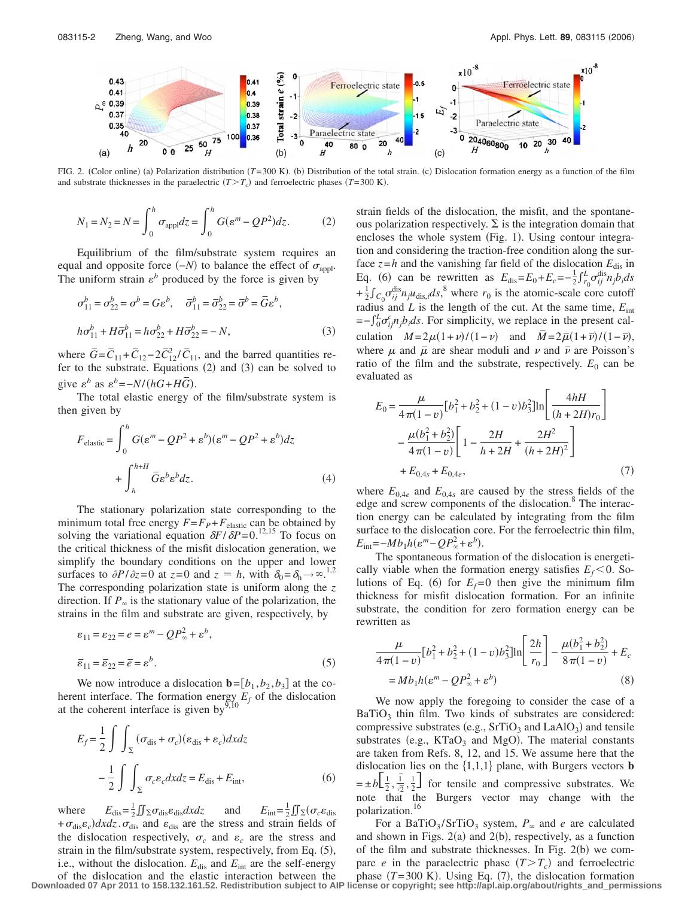FIG. 2. (Color online) (a) Polarization distribution ($T$=300 K). (b) Distribution of the total strain. (c) Dislocation formation energy as a function of the film and substrate thicknesses in the paraelectric ($T > T_c$) and ferroelectric phases ($T$=300 K).

$$N_1 = N_2 = N = \int_0^h \sigma_{\text{appl}} dz = \int_0^h G(\varepsilon^m - QP^2) dz. \tag{2}$$

Equilibrium of the film/substrate system requires an equal and opposite force ($-N$) to balance the effect of $\sigma_{\text{appl}}$. The uniform strain $\varepsilon^b$ produced by the force is given by

$$\sigma_{11}^b = \sigma_{22}^b = \sigma^b = G\varepsilon^b, \quad \bar{\sigma}_{11}^b = \bar{\sigma}_{22}^b = \bar{\sigma}^b = \bar{G}\varepsilon^b,$$

$$h\sigma_{11}^b + H\bar{\sigma}_{11}^b = h\sigma_{22}^b + H\bar{\sigma}_{22}^b = -N, \tag{3}$$

where $\bar{G} = \bar{C}_{11} + \bar{C}_{12} - 2\bar{C}_{12}^2/\bar{C}_{11}$, and the barred quantities refer to the substrate. Equations (2) and (3) can be solved to give $\varepsilon^b$ as $\varepsilon^b = -N/(hG + H\bar{G})$.

The total elastic energy of the film/substrate system is then given by

$$F_{\text{elastic}} = \int_0^h G(\varepsilon^m - QP^2 + \varepsilon^b)(\varepsilon^m - QP^2 + \varepsilon^b) dz + \int_h^{h+H} \bar{G}\varepsilon^b \varepsilon^b dz. \tag{4}$$

The stationary polarization state corresponding to the minimum total free energy $F = F_P + F_{\text{elastic}}$ can be obtained by solving the variational equation $\delta F/\delta P = 0$.[12,15] To focus on the critical thickness of the misfit dislocation generation, we simplify the boundary conditions on the upper and lower surfaces to $\partial P/\partial z = 0$ at $z = 0$ and $z = h$, with $\delta_0 = \delta_h \to \infty$.[1,2] The corresponding polarization state is uniform along the $z$ direction. If $P_\infty$ is the stationary value of the polarization, the strains in the film and substrate are given, respectively, by

$$\varepsilon_{11} = \varepsilon_{22} = e = \varepsilon^m - QP_\infty^2 + \varepsilon^b,$$

$$\bar{\varepsilon}_{11} = \bar{\varepsilon}_{22} = \bar{e} = \varepsilon^b. \tag{5}$$

We now introduce a dislocation $\mathbf{b} = [b_1, b_2, b_3]$ at the coherent interface. The formation energy $E_f$ of the dislocation at the coherent interface is given by[9,10]

$$E_f = \frac{1}{2} \int \int_\Sigma (\sigma_{\text{dis}} + \sigma_c)(\varepsilon_{\text{dis}} + \varepsilon_c) dx dz - \frac{1}{2} \int \int_\Sigma \sigma_c \varepsilon_c dx dz = E_{\text{dis}} + E_{\text{int}}, \tag{6}$$

where $E_{\text{dis}} = \frac{1}{2}\iint_\Sigma \sigma_{\text{dis}} \varepsilon_{\text{dis}} dx dz$ and $E_{\text{int}} = \frac{1}{2}\iint_\Sigma (\sigma_c \varepsilon_{\text{dis}} + \sigma_{\text{dis}} \varepsilon_c) dx dz$. $\sigma_{\text{dis}}$ and $\varepsilon_{\text{dis}}$ are the stress and strain fields of the dislocation respectively, $\sigma_c$ and $\varepsilon_c$ are the stress and strain in the film/substrate system, respectively, from Eq. (5), i.e., without the dislocation. $E_{\text{dis}}$ and $E_{\text{int}}$ are the self-energy of the dislocation and the elastic interaction between the strain fields of the dislocation, the misfit, and the spontaneous polarization respectively. $\Sigma$ is the integration domain that encloses the whole system (Fig. 1). Using contour integration and considering the traction-free condition along the surface $z = h$ and the vanishing far field of the dislocation $E_{\text{dis}}$ in Eq. (6) can be rewritten as $E_{\text{dis}} = E_0 + E_c = -\frac{1}{2}\int_{r_0}^{L} \sigma_{ij}^{\text{dis}} n_j b_i ds + \frac{1}{2}\int_{C_0} \sigma_{ij}^{\text{dis}} n_j u_{\text{dis},i} ds$,[8] where $r_0$ is the atomic-scale core cutoff radius and $L$ is the length of the cut. At the same time, $E_{\text{int}} = -\int_0^L \sigma_{ij}^c n_j b_i ds$. For simplicity, we replace in the present calculation $M = 2\mu(1+\nu)/(1-\nu)$ and $\bar{M} = 2\bar{\mu}(1+\bar{\nu})/(1-\bar{\nu})$, where $\mu$ and $\bar{\mu}$ are shear moduli and $\nu$ and $\bar{\nu}$ are Poisson's ratio of the film and the substrate, respectively. $E_0$ can be evaluated as

$$E_0 = \frac{\mu}{4\pi(1-v)}[b_1^2 + b_2^2 + (1-v)b_3^2] \ln\left[\frac{4hH}{(h+2H)r_0}\right] - \frac{\mu(b_1^2 + b_2^2)}{4\pi(1-v)}\left[1 - \frac{2H}{h+2H} + \frac{2H^2}{(h+2H)^2}\right] + E_{0,4s} + E_{0,4e}, \tag{7}$$

where $E_{0,4e}$ and $E_{0,4s}$ are caused by the stress fields of the edge and screw components of the dislocation.[8] The interaction energy can be calculated by integrating from the film surface to the dislocation core. For the ferroelectric thin film, $E_{\text{int}} = -Mb_1 h(\varepsilon^m - QP_\infty^2 + \varepsilon^b)$.

The spontaneous formation of the dislocation is energetically viable when the formation energy satisfies $E_f < 0$. Solutions of Eq. (6) for $E_f = 0$ then give the minimum film thickness for misfit dislocation formation. For an infinite substrate, the condition for zero formation energy can be rewritten as

$$\frac{\mu}{4\pi(1-v)}[b_1^2 + b_2^2 + (1-v)b_3^2] \ln\left[\frac{2h}{r_0}\right] - \frac{\mu(b_1^2 + b_2^2)}{8\pi(1-v)} + E_c = Mb_1 h(\varepsilon^m - QP_\infty^2 + \varepsilon^b) \tag{8}$$

We now apply the foregoing to consider the case of a $BaTiO_3$ thin film. Two kinds of substrates are considered: compressive substrates (e.g., $SrTiO_3$ and $LaAlO_3$) and tensile substrates (e.g., $KTaO_3$ and MgO). The material constants are taken from Refs. 8, 12, and 15. We assume here that the dislocation lies on the {1,1,1} plane, with Burgers vectors $\mathbf{b} = \pm b\left[\frac{1}{2}, \frac{1}{\sqrt{2}}, \frac{1}{2}\right]$ for tensile and compressive substrates. We note that the Burgers vector may change with the polarization.[16]

For a $BaTiO_3/SrTiO_3$ system, $P_\infty$ and $e$ are calculated and shown in Figs. 2(a) and 2(b), respectively, as a function of the film and substrate thicknesses. In Fig. 2(b) we compare $e$ in the paraelectric phase ($T > T_c$) and ferroelectric phase ($T$=300 K). Using Eq. (7), the dislocation formation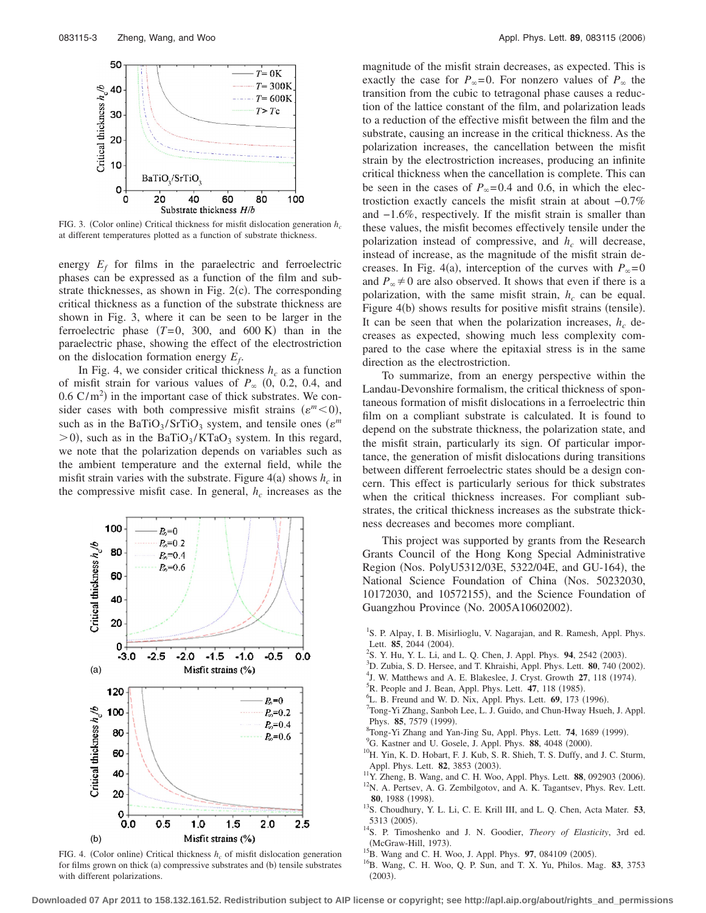50
40
30
20
10
0
Critical thickness $h_c/b$
0 20 40 60 80 100
Substrate thickness $H/b$
$T$= 0K
$T$= 300K
$T$= 600K
$T>Tc$
$BaTiO_3/SrTiO_3$

FIG. 3. (Color online) Critical thickness for misfit dislocation generation $h_c$ at different temperatures plotted as a function of substrate thickness.

energy $E_f$ for films in the paraelectric and ferroelectric phases can be expressed as a function of the film and substrate thicknesses, as shown in Fig. 2(c). The corresponding critical thickness as a function of the substrate thickness are shown in Fig. 3, where it can be seen to be larger in the ferroelectric phase ($T$=0, 300, and 600 K) than in the paraelectric phase, showing the effect of the electrostriction on the dislocation formation energy $E_f$.

In Fig. 4, we consider critical thickness $h_c$ as a function of misfit strain for various values of $P_\infty$ (0, 0.2, 0.4, and 0.6 $C/m^2$) in the important case of thick substrates. We consider cases with both compressive misfit strains ($\varepsilon^m < 0$), such as in the $BaTiO_3/SrTiO_3$ system, and tensile ones ($\varepsilon^m > 0$), such as in the $BaTiO_3/KTaO_3$ system. In this regard, we note that the polarization depends on variables such as the ambient temperature and the external field, while the misfit strain varies with the substrate. Figure 4(a) shows $h_c$ in the compressive misfit case. In general, $h_c$ increases as the magnitude of the misfit strain decreases, as expected. This is exactly the case for $P_\infty$=0. For nonzero values of $P_\infty$ the transition from the cubic to tetragonal phase causes a reduction of the lattice constant of the film, and polarization leads to a reduction of the effective misfit between the film and the substrate, causing an increase in the critical thickness. As the polarization increases, the cancellation between the misfit strain by the electrostriction increases, producing an infinite critical thickness when the cancellation is complete. This can be seen in the cases of $P_\infty$=0.4 and 0.6, in which the electrostiction exactly cancels the misfit strain at about −0.7% and −1.6%, respectively. If the misfit strain is smaller than these values, the misfit becomes effectively tensile under the polarization instead of compressive, and $h_c$ will decrease, instead of increase, as the magnitude of the misfit strain decreases. In Fig. 4(a), interception of the curves with $P_\infty$=0 and $P_\infty \neq 0$ are also observed. It shows that even if there is a polarization, with the same misfit strain, $h_c$ can be equal. Figure 4(b) shows results for positive misfit strains (tensile). It can be seen that when the polarization increases, $h_c$ decreases as expected, showing much less complexity compared to the case where the epitaxial stress is in the same direction as the electrostriction.

(a)
100
80
60
40
20
0
Critical thickness $h_c/b$
-3.0 -2.5 -2.0 -1.5 -1.0 -0.5 0.0
Misfit strains (%)
$P_\infty$=0
$P_\infty$=0.2
$P_\infty$=0.4
$P_\infty$=0.6

(b)
120
100
80
60
40
20
0
Critical thickness $h_c/b$
0.0 0.5 1.0 1.5 2.0 2.5
Misfit strains (%)
$P_\infty$=0
$P_\infty$=0.2
$P_\infty$=0.4
$P_\infty$=0.6

FIG. 4. (Color online) Critical thickness $h_c$ of misfit dislocation generation for films grown on thick (a) compressive substrates and (b) tensile substrates with different polarizations.

To summarize, from an energy perspective within the Landau-Devonshire formalism, the critical thickness of spontaneous formation of misfit dislocations in a ferroelectric thin film on a compliant substrate is calculated. It is found to depend on the substrate thickness, the polarization state, and the misfit strain, particularly its sign. Of particular importance, the generation of misfit dislocations during transitions between different ferroelectric states should be a design concern. This effect is particularly serious for thick substrates when the critical thickness increases. For compliant substrates, the critical thickness increases as the substrate thickness decreases and becomes more compliant.

This project was supported by grants from the Research Grants Council of the Hong Kong Special Administrative Region (Nos. PolyU5312/03E, 5322/04E, and GU-164), the National Science Foundation of China (Nos. 50232030, 10172030, and 10572155), and the Science Foundation of Guangzhou Province (No. 2005A10602002).

[1] S. P. Alpay, I. B. Misirlioglu, V. Nagarajan, and R. Ramesh, Appl. Phys. Lett. **85**, 2044 (2004).
[2] S. Y. Hu, Y. L. Li, and L. Q. Chen, J. Appl. Phys. **94**, 2542 (2003).
[3] D. Zubia, S. D. Hersee, and T. Khraishi, Appl. Phys. Lett. **80**, 740 (2002).
[4] J. W. Matthews and A. E. Blakeslee, J. Cryst. Growth **27**, 118 (1974).
[5] R. People and J. Bean, Appl. Phys. Lett. **47**, 118 (1985).
[6] L. B. Freund and W. D. Nix, Appl. Phys. Lett. **69**, 173 (1996).
[7] Tong-Yi Zhang, Sanboh Lee, L. J. Guido, and Chun-Hway Hsueh, J. Appl. Phys. **85**, 7579 (1999).
[8] Tong-Yi Zhang and Yan-Jing Su, Appl. Phys. Lett. **74**, 1689 (1999).
[9] G. Kastner and U. Gosele, J. Appl. Phys. **88**, 4048 (2000).
[10] H. Yin, K. D. Hobart, F. J. Kub, S. R. Shieh, T. S. Duffy, and J. C. Sturm, Appl. Phys. Lett. **82**, 3853 (2003).
[11] Y. Zheng, B. Wang, and C. H. Woo, Appl. Phys. Lett. **88**, 092903 (2006).
[12] N. A. Pertsev, A. G. Zembilgotov, and A. K. Tagantsev, Phys. Rev. Lett. **80**, 1988 (1998).
[13] S. Choudhury, Y. L. Li, C. E. Krill III, and L. Q. Chen, Acta Mater. **53**, 5313 (2005).
[14] S. P. Timoshenko and J. N. Goodier, *Theory of Elasticity*, 3rd ed. (McGraw-Hill, 1973).
[15] B. Wang and C. H. Woo, J. Appl. Phys. **97**, 084109 (2005).
[16] B. Wang, C. H. Woo, Q. P. Sun, and T. X. Yu, Philos. Mag. **83**, 3753 (2003).